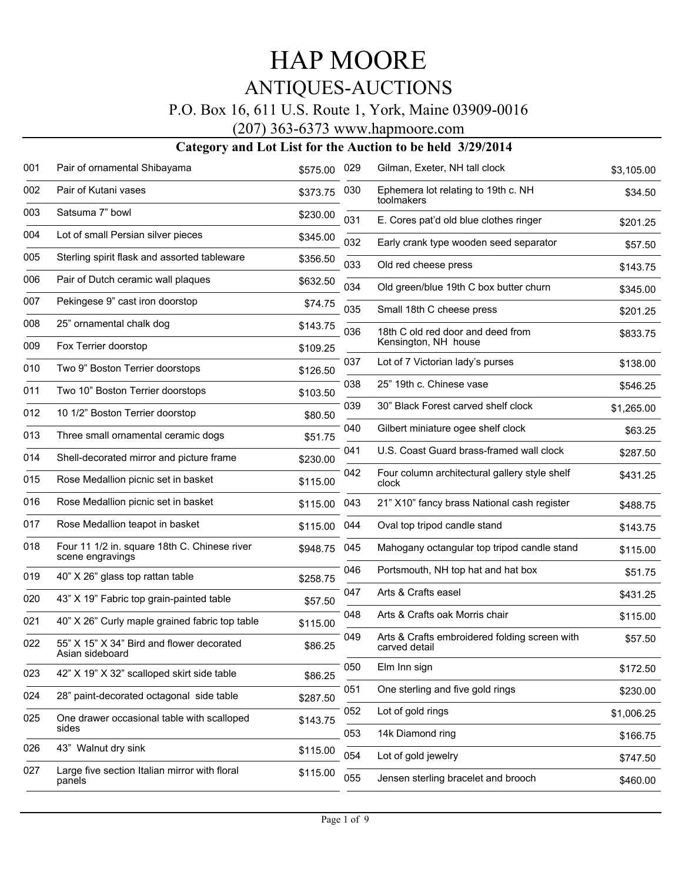# HAP MOORE

## ANTIQUES-AUCTIONS

P.O. Box 16, 611 U.S. Route 1, York, Maine 03909-0016

(207) 363-6373 www.hapmoore.com

### Category and Lot List for the Auction to be held 3/29/2014

| Lot | Description | Price |
|---|---|---|
| 001 | Pair of ornamental Shibayama | $575.00 |
| 002 | Pair of Kutani vases | $373.75 |
| 003 | Satsuma 7" bowl | $230.00 |
| 004 | Lot of small Persian silver pieces | $345.00 |
| 005 | Sterling spirit flask and assorted tableware | $356.50 |
| 006 | Pair of Dutch ceramic wall plaques | $632.50 |
| 007 | Pekingese 9" cast iron doorstop | $74.75 |
| 008 | 25" ornamental chalk dog | $143.75 |
| 009 | Fox Terrier doorstop | $109.25 |
| 010 | Two 9" Boston Terrier doorstops | $126.50 |
| 011 | Two 10" Boston Terrier doorstops | $103.50 |
| 012 | 10 1/2" Boston Terrier doorstop | $80.50 |
| 013 | Three small ornamental ceramic dogs | $51.75 |
| 014 | Shell-decorated mirror and picture frame | $230.00 |
| 015 | Rose Medallion picnic set in basket | $115.00 |
| 016 | Rose Medallion picnic set in basket | $115.00 |
| 017 | Rose Medallion teapot in basket | $115.00 |
| 018 | Four 11 1/2 in. square 18th C. Chinese river scene engravings | $948.75 |
| 019 | 40" X 26" glass top rattan table | $258.75 |
| 020 | 43" X 19" Fabric top grain-painted table | $57.50 |
| 021 | 40" X 26" Curly maple grained fabric top table | $115.00 |
| 022 | 55" X 15" X 34" Bird and flower decorated Asian sideboard | $86.25 |
| 023 | 42" X 19" X 32" scalloped skirt side table | $86.25 |
| 024 | 28" paint-decorated octagonal side table | $287.50 |
| 025 | One drawer occasional table with scalloped sides | $143.75 |
| 026 | 43" Walnut dry sink | $115.00 |
| 027 | Large five section Italian mirror with floral panels | $115.00 |
| 029 | Gilman, Exeter, NH tall clock | $3,105.00 |
| 030 | Ephemera lot relating to 19th c. NH toolmakers | $34.50 |
| 031 | E. Cores pat'd old blue clothes ringer | $201.25 |
| 032 | Early crank type wooden seed separator | $57.50 |
| 033 | Old red cheese press | $143.75 |
| 034 | Old green/blue 19th C box butter churn | $345.00 |
| 035 | Small 18th C cheese press | $201.25 |
| 036 | 18th C old red door and deed from Kensington, NH house | $833.75 |
| 037 | Lot of 7 Victorian lady's purses | $138.00 |
| 038 | 25" 19th c. Chinese vase | $546.25 |
| 039 | 30" Black Forest carved shelf clock | $1,265.00 |
| 040 | Gilbert miniature ogee shelf clock | $63.25 |
| 041 | U.S. Coast Guard brass-framed wall clock | $287.50 |
| 042 | Four column architectural gallery style shelf clock | $431.25 |
| 043 | 21" X10" fancy brass National cash register | $488.75 |
| 044 | Oval top tripod candle stand | $143.75 |
| 045 | Mahogany octangular top tripod candle stand | $115.00 |
| 046 | Portsmouth, NH top hat and hat box | $51.75 |
| 047 | Arts & Crafts easel | $431.25 |
| 048 | Arts & Crafts oak Morris chair | $115.00 |
| 049 | Arts & Crafts embroidered folding screen with carved detail | $57.50 |
| 050 | Elm Inn sign | $172.50 |
| 051 | One sterling and five gold rings | $230.00 |
| 052 | Lot of gold rings | $1,006.25 |
| 053 | 14k Diamond ring | $166.75 |
| 054 | Lot of gold jewelry | $747.50 |
| 055 | Jensen sterling bracelet and brooch | $460.00 |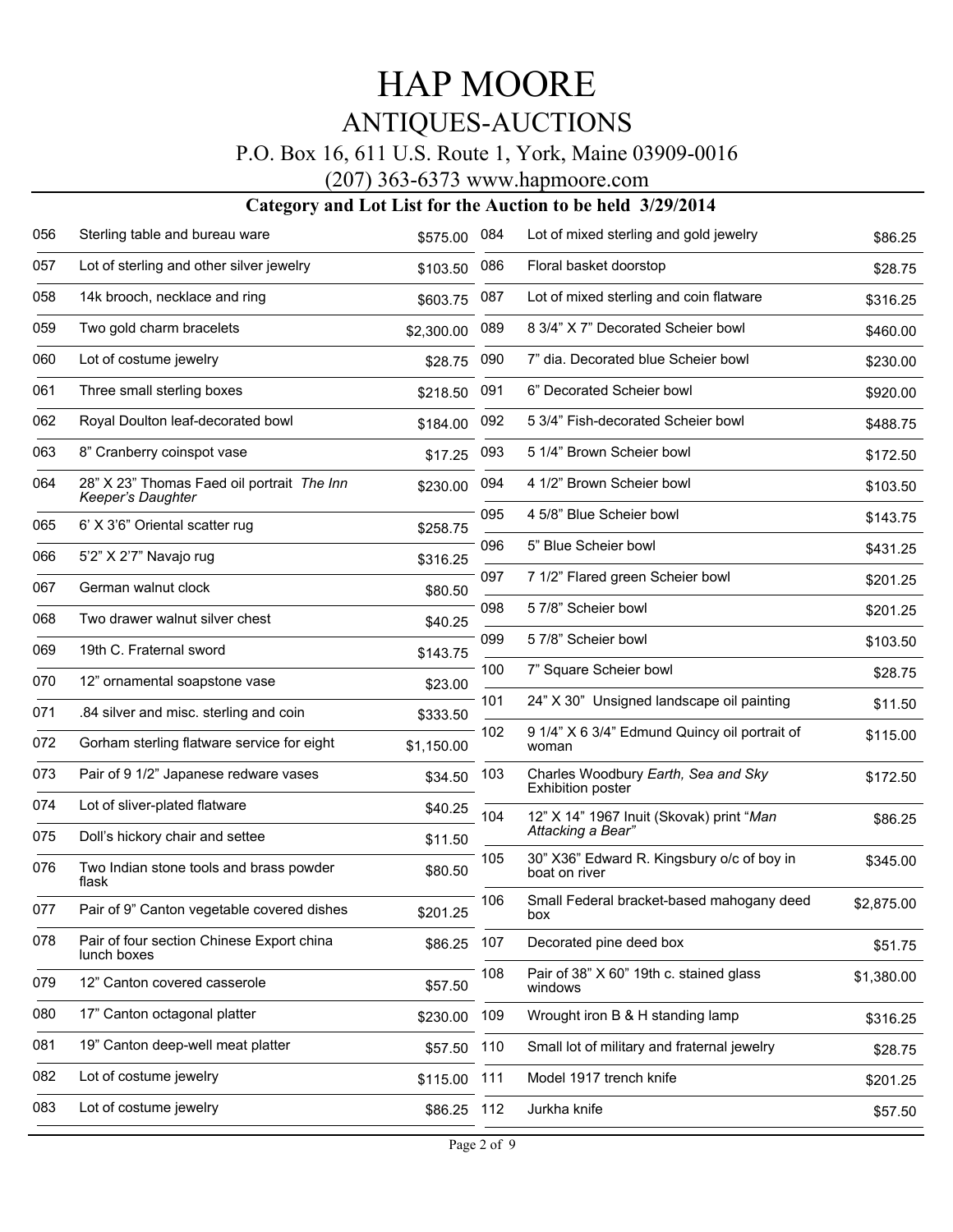# HAP MOORE

## ANTIQUES-AUCTIONS

P.O. Box 16, 611 U.S. Route 1, York, Maine 03909-0016

(207) 363-6373 www.hapmoore.com

### Category and Lot List for the Auction to be held 3/29/2014

| Lot | Description | Price |
|---|---|---|
| 056 | Sterling table and bureau ware | $575.00 |
| 057 | Lot of sterling and other silver jewelry | $103.50 |
| 058 | 14k brooch, necklace and ring | $603.75 |
| 059 | Two gold charm bracelets | $2,300.00 |
| 060 | Lot of costume jewelry | $28.75 |
| 061 | Three small sterling boxes | $218.50 |
| 062 | Royal Doulton leaf-decorated bowl | $184.00 |
| 063 | 8" Cranberry coinspot vase | $17.25 |
| 064 | 28" X 23" Thomas Faed oil portrait *The Inn Keeper's Daughter* | $230.00 |
| 065 | 6' X 3'6" Oriental scatter rug | $258.75 |
| 066 | 5'2" X 2'7" Navajo rug | $316.25 |
| 067 | German walnut clock | $80.50 |
| 068 | Two drawer walnut silver chest | $40.25 |
| 069 | 19th C. Fraternal sword | $143.75 |
| 070 | 12" ornamental soapstone vase | $23.00 |
| 071 | .84 silver and misc. sterling and coin | $333.50 |
| 072 | Gorham sterling flatware service for eight | $1,150.00 |
| 073 | Pair of 9 1/2" Japanese redware vases | $34.50 |
| 074 | Lot of sliver-plated flatware | $40.25 |
| 075 | Doll's hickory chair and settee | $11.50 |
| 076 | Two Indian stone tools and brass powder flask | $80.50 |
| 077 | Pair of 9" Canton vegetable covered dishes | $201.25 |
| 078 | Pair of four section Chinese Export china lunch boxes | $86.25 |
| 079 | 12" Canton covered casserole | $57.50 |
| 080 | 17" Canton octagonal platter | $230.00 |
| 081 | 19" Canton deep-well meat platter | $57.50 |
| 082 | Lot of costume jewelry | $115.00 |
| 083 | Lot of costume jewelry | $86.25 |
| 084 | Lot of mixed sterling and gold jewelry | $86.25 |
| 086 | Floral basket doorstop | $28.75 |
| 087 | Lot of mixed sterling and coin flatware | $316.25 |
| 089 | 8 3/4" X 7" Decorated Scheier bowl | $460.00 |
| 090 | 7" dia. Decorated blue Scheier bowl | $230.00 |
| 091 | 6" Decorated Scheier bowl | $920.00 |
| 092 | 5 3/4" Fish-decorated Scheier bowl | $488.75 |
| 093 | 5 1/4" Brown Scheier bowl | $172.50 |
| 094 | 4 1/2" Brown Scheier bowl | $103.50 |
| 095 | 4 5/8" Blue Scheier bowl | $143.75 |
| 096 | 5" Blue Scheier bowl | $431.25 |
| 097 | 7 1/2" Flared green Scheier bowl | $201.25 |
| 098 | 5 7/8" Scheier bowl | $201.25 |
| 099 | 5 7/8" Scheier bowl | $103.50 |
| 100 | 7" Square Scheier bowl | $28.75 |
| 101 | 24" X 30" Unsigned landscape oil painting | $11.50 |
| 102 | 9 1/4" X 6 3/4" Edmund Quincy oil portrait of woman | $115.00 |
| 103 | Charles Woodbury *Earth, Sea and Sky* Exhibition poster | $172.50 |
| 104 | 12" X 14" 1967 Inuit (Skovak) print "*Man Attacking a Bear*" | $86.25 |
| 105 | 30" X36" Edward R. Kingsbury o/c of boy in boat on river | $345.00 |
| 106 | Small Federal bracket-based mahogany deed box | $2,875.00 |
| 107 | Decorated pine deed box | $51.75 |
| 108 | Pair of 38" X 60" 19th c. stained glass windows | $1,380.00 |
| 109 | Wrought iron B & H standing lamp | $316.25 |
| 110 | Small lot of military and fraternal jewelry | $28.75 |
| 111 | Model 1917 trench knife | $201.25 |
| 112 | Jurkha knife | $57.50 |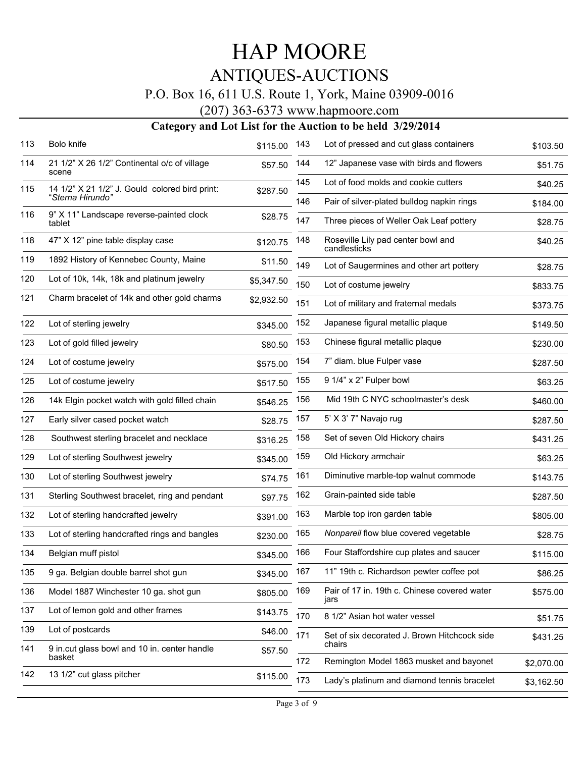# HAP MOORE

## ANTIQUES-AUCTIONS

P.O. Box 16, 611 U.S. Route 1, York, Maine 03909-0016

(207) 363-6373 www.hapmoore.com

### Category and Lot List for the Auction to be held 3/29/2014

| Lot | Description | Price |
|---|---|---|
| 113 | Bolo knife | $115.00 |
| 114 | 21 1/2" X 26 1/2" Continental o/c of village scene | $57.50 |
| 115 | 14 1/2" X 21 1/2" J. Gould colored bird print: "*Sterna Hirundo"* | $287.50 |
| 116 | 9" X 11" Landscape reverse-painted clock tablet | $28.75 |
| 118 | 47" X 12" pine table display case | $120.75 |
| 119 | 1892 History of Kennebec County, Maine | $11.50 |
| 120 | Lot of 10k, 14k, 18k and platinum jewelry | $5,347.50 |
| 121 | Charm bracelet of 14k and other gold charms | $2,932.50 |
| 122 | Lot of sterling jewelry | $345.00 |
| 123 | Lot of gold filled jewelry | $80.50 |
| 124 | Lot of costume jewelry | $575.00 |
| 125 | Lot of costume jewelry | $517.50 |
| 126 | 14k Elgin pocket watch with gold filled chain | $546.25 |
| 127 | Early silver cased pocket watch | $28.75 |
| 128 | Southwest sterling bracelet and necklace | $316.25 |
| 129 | Lot of sterling Southwest jewelry | $345.00 |
| 130 | Lot of sterling Southwest jewelry | $74.75 |
| 131 | Sterling Southwest bracelet, ring and pendant | $97.75 |
| 132 | Lot of sterling handcrafted jewelry | $391.00 |
| 133 | Lot of sterling handcrafted rings and bangles | $230.00 |
| 134 | Belgian muff pistol | $345.00 |
| 135 | 9 ga. Belgian double barrel shot gun | $345.00 |
| 136 | Model 1887 Winchester 10 ga. shot gun | $805.00 |
| 137 | Lot of lemon gold and other frames | $143.75 |
| 139 | Lot of postcards | $46.00 |
| 141 | 9 in.cut glass bowl and 10 in. center handle basket | $57.50 |
| 142 | 13 1/2" cut glass pitcher | $115.00 |
| 143 | Lot of pressed and cut glass containers | $103.50 |
| 144 | 12" Japanese vase with birds and flowers | $51.75 |
| 145 | Lot of food molds and cookie cutters | $40.25 |
| 146 | Pair of silver-plated bulldog napkin rings | $184.00 |
| 147 | Three pieces of Weller Oak Leaf pottery | $28.75 |
| 148 | Roseville Lily pad center bowl and candlesticks | $40.25 |
| 149 | Lot of Saugermines and other art pottery | $28.75 |
| 150 | Lot of costume jewelry | $833.75 |
| 151 | Lot of military and fraternal medals | $373.75 |
| 152 | Japanese figural metallic plaque | $149.50 |
| 153 | Chinese figural metallic plaque | $230.00 |
| 154 | 7" diam. blue Fulper vase | $287.50 |
| 155 | 9 1/4" x 2" Fulper bowl | $63.25 |
| 156 | Mid 19th C NYC schoolmaster's desk | $460.00 |
| 157 | 5' X 3' 7" Navajo rug | $287.50 |
| 158 | Set of seven Old Hickory chairs | $431.25 |
| 159 | Old Hickory armchair | $63.25 |
| 161 | Diminutive marble-top walnut commode | $143.75 |
| 162 | Grain-painted side table | $287.50 |
| 163 | Marble top iron garden table | $805.00 |
| 165 | *Nonpareil* flow blue covered vegetable | $28.75 |
| 166 | Four Staffordshire cup plates and saucer | $115.00 |
| 167 | 11" 19th c. Richardson pewter coffee pot | $86.25 |
| 169 | Pair of 17 in. 19th c. Chinese covered water jars | $575.00 |
| 170 | 8 1/2" Asian hot water vessel | $51.75 |
| 171 | Set of six decorated J. Brown Hitchcock side chairs | $431.25 |
| 172 | Remington Model 1863 musket and bayonet | $2,070.00 |
| 173 | Lady's platinum and diamond tennis bracelet | $3,162.50 |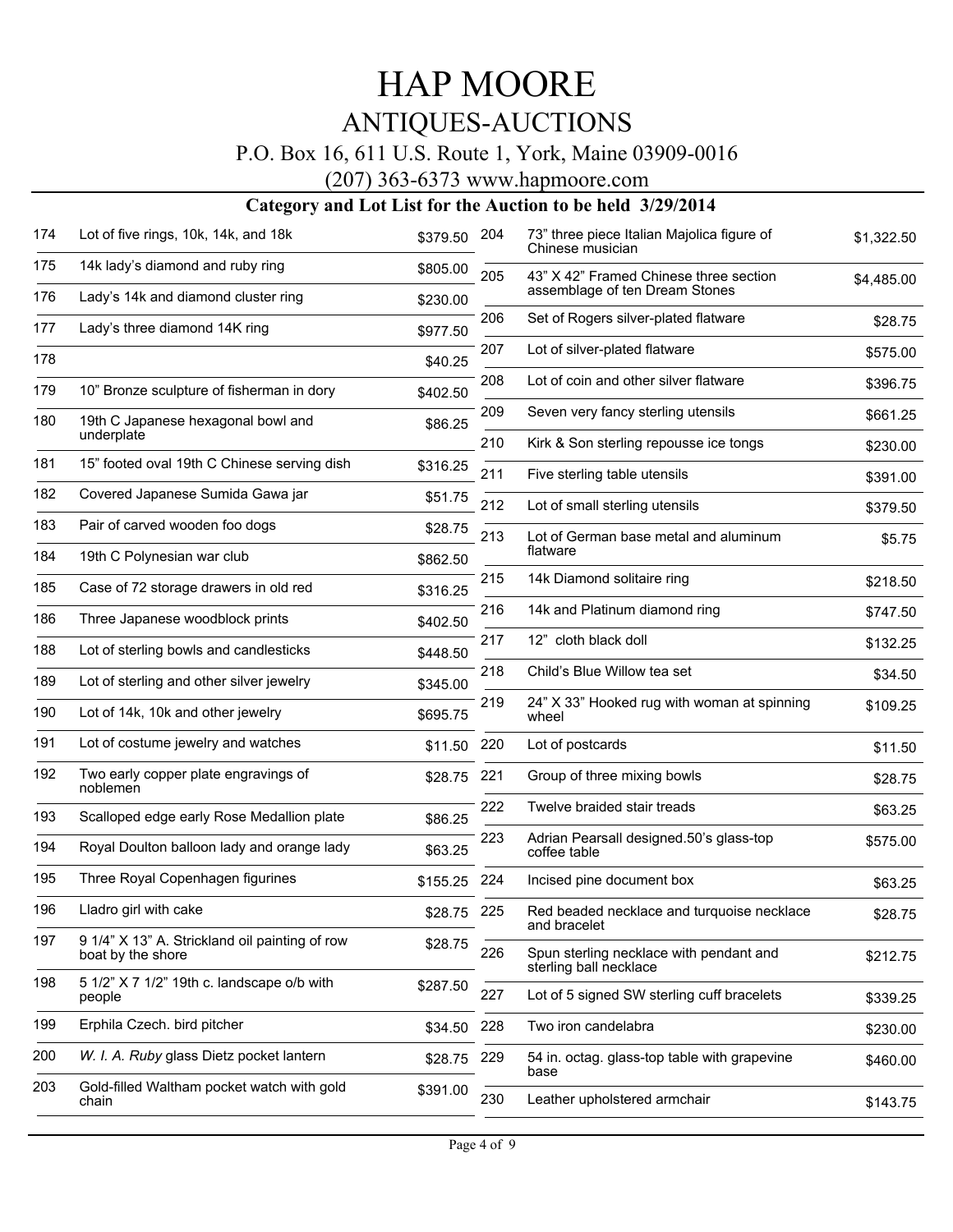# HAP MOORE

## ANTIQUES-AUCTIONS

P.O. Box 16, 611 U.S. Route 1, York, Maine 03909-0016

(207) 363-6373 www.hapmoore.com

### Category and Lot List for the Auction to be held 3/29/2014

| Lot | Description | Price |
|---|---|---|
| 174 | Lot of five rings, 10k, 14k, and 18k | $379.50 |
| 175 | 14k lady's diamond and ruby ring | $805.00 |
| 176 | Lady's 14k and diamond cluster ring | $230.00 |
| 177 | Lady's three diamond 14K ring | $977.50 |
| 178 | | $40.25 |
| 179 | 10" Bronze sculpture of fisherman in dory | $402.50 |
| 180 | 19th C Japanese hexagonal bowl and underplate | $86.25 |
| 181 | 15" footed oval 19th C Chinese serving dish | $316.25 |
| 182 | Covered Japanese Sumida Gawa jar | $51.75 |
| 183 | Pair of carved wooden foo dogs | $28.75 |
| 184 | 19th C Polynesian war club | $862.50 |
| 185 | Case of 72 storage drawers in old red | $316.25 |
| 186 | Three Japanese woodblock prints | $402.50 |
| 188 | Lot of sterling bowls and candlesticks | $448.50 |
| 189 | Lot of sterling and other silver jewelry | $345.00 |
| 190 | Lot of 14k, 10k and other jewelry | $695.75 |
| 191 | Lot of costume jewelry and watches | $11.50 |
| 192 | Two early copper plate engravings of noblemen | $28.75 |
| 193 | Scalloped edge early Rose Medallion plate | $86.25 |
| 194 | Royal Doulton balloon lady and orange lady | $63.25 |
| 195 | Three Royal Copenhagen figurines | $155.25 |
| 196 | Lladro girl with cake | $28.75 |
| 197 | 9 1/4" X 13" A. Strickland oil painting of row boat by the shore | $28.75 |
| 198 | 5 1/2" X 7 1/2" 19th c. landscape o/b with people | $287.50 |
| 199 | Erphila Czech. bird pitcher | $34.50 |
| 200 | *W. I. A. Ruby* glass Dietz pocket lantern | $28.75 |
| 203 | Gold-filled Waltham pocket watch with gold chain | $391.00 |
| 204 | 73" three piece Italian Majolica figure of Chinese musician | $1,322.50 |
| 205 | 43" X 42" Framed Chinese three section assemblage of ten Dream Stones | $4,485.00 |
| 206 | Set of Rogers silver-plated flatware | $28.75 |
| 207 | Lot of silver-plated flatware | $575.00 |
| 208 | Lot of coin and other silver flatware | $396.75 |
| 209 | Seven very fancy sterling utensils | $661.25 |
| 210 | Kirk & Son sterling repousse ice tongs | $230.00 |
| 211 | Five sterling table utensils | $391.00 |
| 212 | Lot of small sterling utensils | $379.50 |
| 213 | Lot of German base metal and aluminum flatware | $5.75 |
| 215 | 14k Diamond solitaire ring | $218.50 |
| 216 | 14k and Platinum diamond ring | $747.50 |
| 217 | 12" cloth black doll | $132.25 |
| 218 | Child's Blue Willow tea set | $34.50 |
| 219 | 24" X 33" Hooked rug with woman at spinning wheel | $109.25 |
| 220 | Lot of postcards | $11.50 |
| 221 | Group of three mixing bowls | $28.75 |
| 222 | Twelve braided stair treads | $63.25 |
| 223 | Adrian Pearsall designed.50's glass-top coffee table | $575.00 |
| 224 | Incised pine document box | $63.25 |
| 225 | Red beaded necklace and turquoise necklace and bracelet | $28.75 |
| 226 | Spun sterling necklace with pendant and sterling ball necklace | $212.75 |
| 227 | Lot of 5 signed SW sterling cuff bracelets | $339.25 |
| 228 | Two iron candelabra | $230.00 |
| 229 | 54 in. octag. glass-top table with grapevine base | $460.00 |
| 230 | Leather upholstered armchair | $143.75 |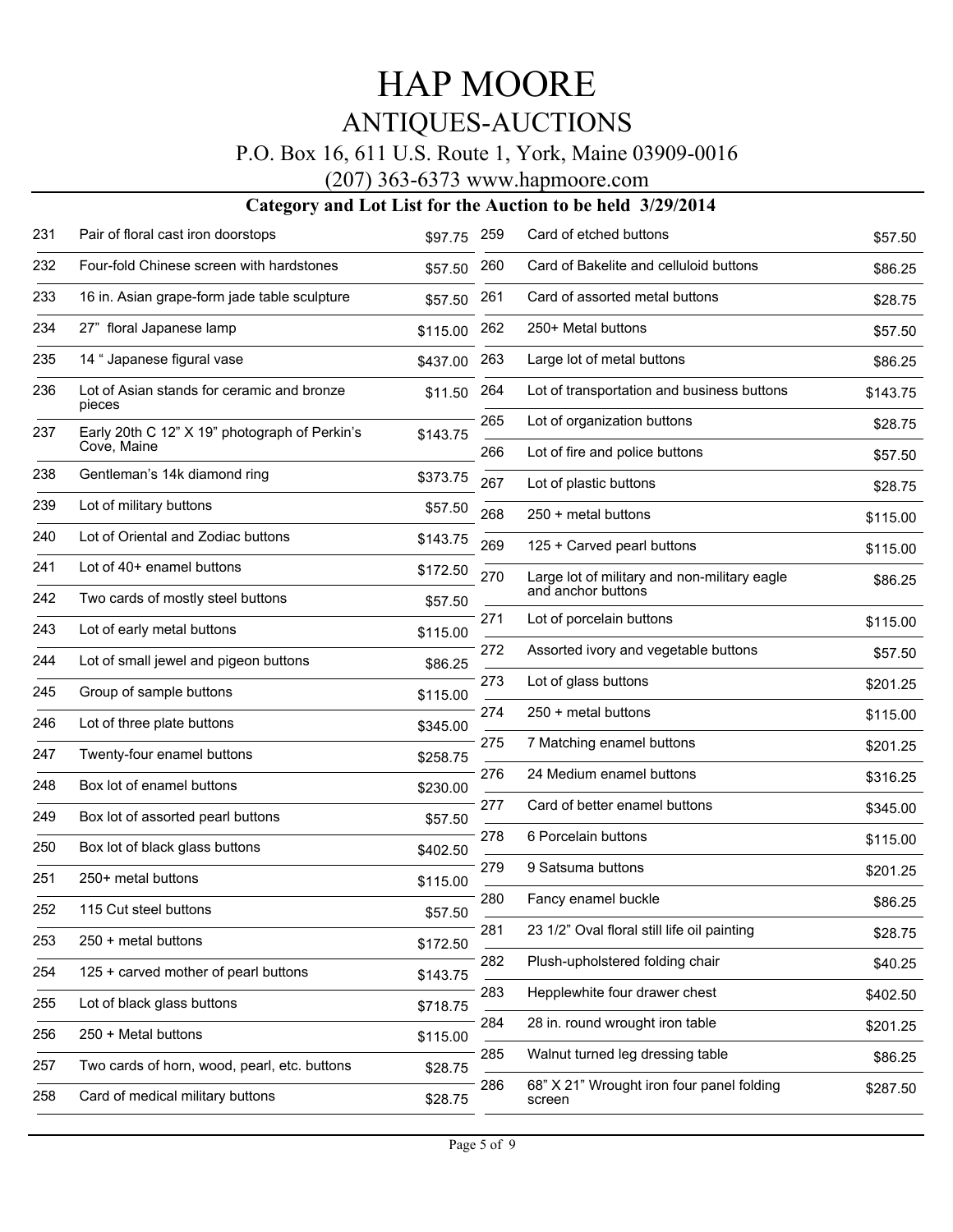# HAP MOORE

## ANTIQUES-AUCTIONS

P.O. Box 16, 611 U.S. Route 1, York, Maine 03909-0016

(207) 363-6373 www.hapmoore.com

### Category and Lot List for the Auction to be held 3/29/2014

| Lot | Description | Price |
|---|---|---|
| 231 | Pair of floral cast iron doorstops | $97.75 |
| 232 | Four-fold Chinese screen with hardstones | $57.50 |
| 233 | 16 in. Asian grape-form jade table sculpture | $57.50 |
| 234 | 27” floral Japanese lamp | $115.00 |
| 235 | 14 “ Japanese figural vase | $437.00 |
| 236 | Lot of Asian stands for ceramic and bronze pieces | $11.50 |
| 237 | Early 20th C 12” X 19” photograph of Perkin’s Cove, Maine | $143.75 |
| 238 | Gentleman’s 14k diamond ring | $373.75 |
| 239 | Lot of military buttons | $57.50 |
| 240 | Lot of Oriental and Zodiac buttons | $143.75 |
| 241 | Lot of 40+ enamel buttons | $172.50 |
| 242 | Two cards of mostly steel buttons | $57.50 |
| 243 | Lot of early metal buttons | $115.00 |
| 244 | Lot of small jewel and pigeon buttons | $86.25 |
| 245 | Group of sample buttons | $115.00 |
| 246 | Lot of three plate buttons | $345.00 |
| 247 | Twenty-four enamel buttons | $258.75 |
| 248 | Box lot of enamel buttons | $230.00 |
| 249 | Box lot of assorted pearl buttons | $57.50 |
| 250 | Box lot of black glass buttons | $402.50 |
| 251 | 250+ metal buttons | $115.00 |
| 252 | 115 Cut steel buttons | $57.50 |
| 253 | 250 + metal buttons | $172.50 |
| 254 | 125 + carved mother of pearl buttons | $143.75 |
| 255 | Lot of black glass buttons | $718.75 |
| 256 | 250 + Metal buttons | $115.00 |
| 257 | Two cards of horn, wood, pearl, etc. buttons | $28.75 |
| 258 | Card of medical military buttons | $28.75 |
| 259 | Card of etched buttons | $57.50 |
| 260 | Card of Bakelite and celluloid buttons | $86.25 |
| 261 | Card of assorted metal buttons | $28.75 |
| 262 | 250+ Metal buttons | $57.50 |
| 263 | Large lot of metal buttons | $86.25 |
| 264 | Lot of transportation and business buttons | $143.75 |
| 265 | Lot of organization buttons | $28.75 |
| 266 | Lot of fire and police buttons | $57.50 |
| 267 | Lot of plastic buttons | $28.75 |
| 268 | 250 + metal buttons | $115.00 |
| 269 | 125 + Carved pearl buttons | $115.00 |
| 270 | Large lot of military and non-military eagle and anchor buttons | $86.25 |
| 271 | Lot of porcelain buttons | $115.00 |
| 272 | Assorted ivory and vegetable buttons | $57.50 |
| 273 | Lot of glass buttons | $201.25 |
| 274 | 250 + metal buttons | $115.00 |
| 275 | 7 Matching enamel buttons | $201.25 |
| 276 | 24 Medium enamel buttons | $316.25 |
| 277 | Card of better enamel buttons | $345.00 |
| 278 | 6 Porcelain buttons | $115.00 |
| 279 | 9 Satsuma buttons | $201.25 |
| 280 | Fancy enamel buckle | $86.25 |
| 281 | 23 1/2” Oval floral still life oil painting | $28.75 |
| 282 | Plush-upholstered folding chair | $40.25 |
| 283 | Hepplewhite four drawer chest | $402.50 |
| 284 | 28 in. round wrought iron table | $201.25 |
| 285 | Walnut turned leg dressing table | $86.25 |
| 286 | 68” X 21” Wrought iron four panel folding screen | $287.50 |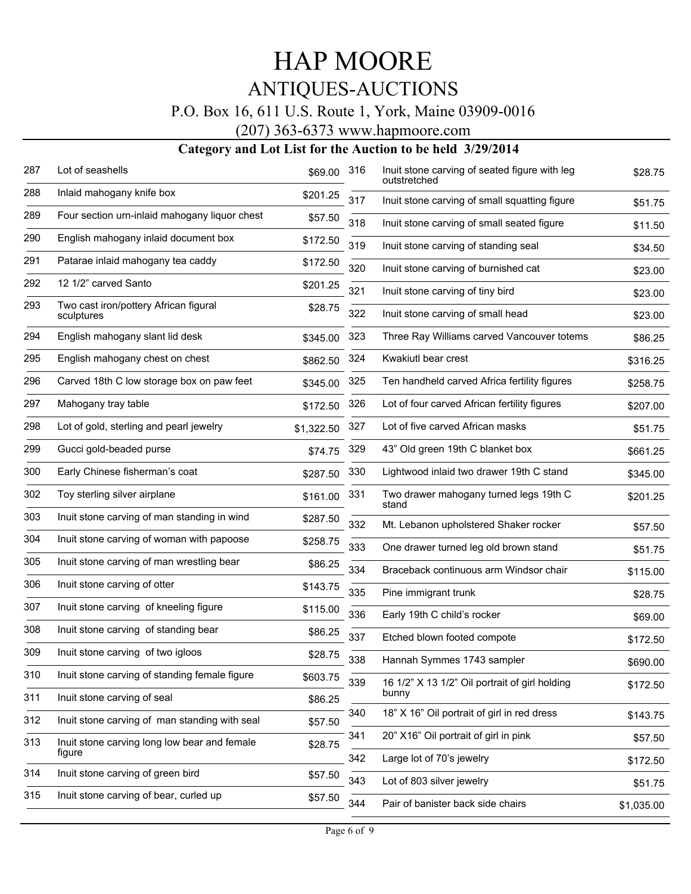# HAP MOORE

## ANTIQUES-AUCTIONS

P.O. Box 16, 611 U.S. Route 1, York, Maine 03909-0016

(207) 363-6373 www.hapmoore.com

**Category and Lot List for the Auction to be held 3/29/2014**

| Lot | Description | Price |
|---|---|---|
| 287 | Lot of seashells | $69.00 |
| 288 | Inlaid mahogany knife box | $201.25 |
| 289 | Four section urn-inlaid mahogany liquor chest | $57.50 |
| 290 | English mahogany inlaid document box | $172.50 |
| 291 | Patarae inlaid mahogany tea caddy | $172.50 |
| 292 | 12 1/2" carved Santo | $201.25 |
| 293 | Two cast iron/pottery African figural sculptures | $28.75 |
| 294 | English mahogany slant lid desk | $345.00 |
| 295 | English mahogany chest on chest | $862.50 |
| 296 | Carved 18th C low storage box on paw feet | $345.00 |
| 297 | Mahogany tray table | $172.50 |
| 298 | Lot of gold, sterling and pearl jewelry | $1,322.50 |
| 299 | Gucci gold-beaded purse | $74.75 |
| 300 | Early Chinese fisherman's coat | $287.50 |
| 302 | Toy sterling silver airplane | $161.00 |
| 303 | Inuit stone carving of man standing in wind | $287.50 |
| 304 | Inuit stone carving of woman with papoose | $258.75 |
| 305 | Inuit stone carving of man wrestling bear | $86.25 |
| 306 | Inuit stone carving of otter | $143.75 |
| 307 | Inuit stone carving of kneeling figure | $115.00 |
| 308 | Inuit stone carving of standing bear | $86.25 |
| 309 | Inuit stone carving of two igloos | $28.75 |
| 310 | Inuit stone carving of standing female figure | $603.75 |
| 311 | Inuit stone carving of seal | $86.25 |
| 312 | Inuit stone carving of man standing with seal | $57.50 |
| 313 | Inuit stone carving long low bear and female figure | $28.75 |
| 314 | Inuit stone carving of green bird | $57.50 |
| 315 | Inuit stone carving of bear, curled up | $57.50 |
| 316 | Inuit stone carving of seated figure with leg outstretched | $28.75 |
| 317 | Inuit stone carving of small squatting figure | $51.75 |
| 318 | Inuit stone carving of small seated figure | $11.50 |
| 319 | Inuit stone carving of standing seal | $34.50 |
| 320 | Inuit stone carving of burnished cat | $23.00 |
| 321 | Inuit stone carving of tiny bird | $23.00 |
| 322 | Inuit stone carving of small head | $23.00 |
| 323 | Three Ray Williams carved Vancouver totems | $86.25 |
| 324 | Kwakiutl bear crest | $316.25 |
| 325 | Ten handheld carved Africa fertility figures | $258.75 |
| 326 | Lot of four carved African fertility figures | $207.00 |
| 327 | Lot of five carved African masks | $51.75 |
| 329 | 43" Old green 19th C blanket box | $661.25 |
| 330 | Lightwood inlaid two drawer 19th C stand | $345.00 |
| 331 | Two drawer mahogany turned legs 19th C stand | $201.25 |
| 332 | Mt. Lebanon upholstered Shaker rocker | $57.50 |
| 333 | One drawer turned leg old brown stand | $51.75 |
| 334 | Braceback continuous arm Windsor chair | $115.00 |
| 335 | Pine immigrant trunk | $28.75 |
| 336 | Early 19th C child's rocker | $69.00 |
| 337 | Etched blown footed compote | $172.50 |
| 338 | Hannah Symmes 1743 sampler | $690.00 |
| 339 | 16 1/2" X 13 1/2" Oil portrait of girl holding bunny | $172.50 |
| 340 | 18" X 16" Oil portrait of girl in red dress | $143.75 |
| 341 | 20" X16" Oil portrait of girl in pink | $57.50 |
| 342 | Large lot of 70's jewelry | $172.50 |
| 343 | Lot of 803 silver jewelry | $51.75 |
| 344 | Pair of banister back side chairs | $1,035.00 |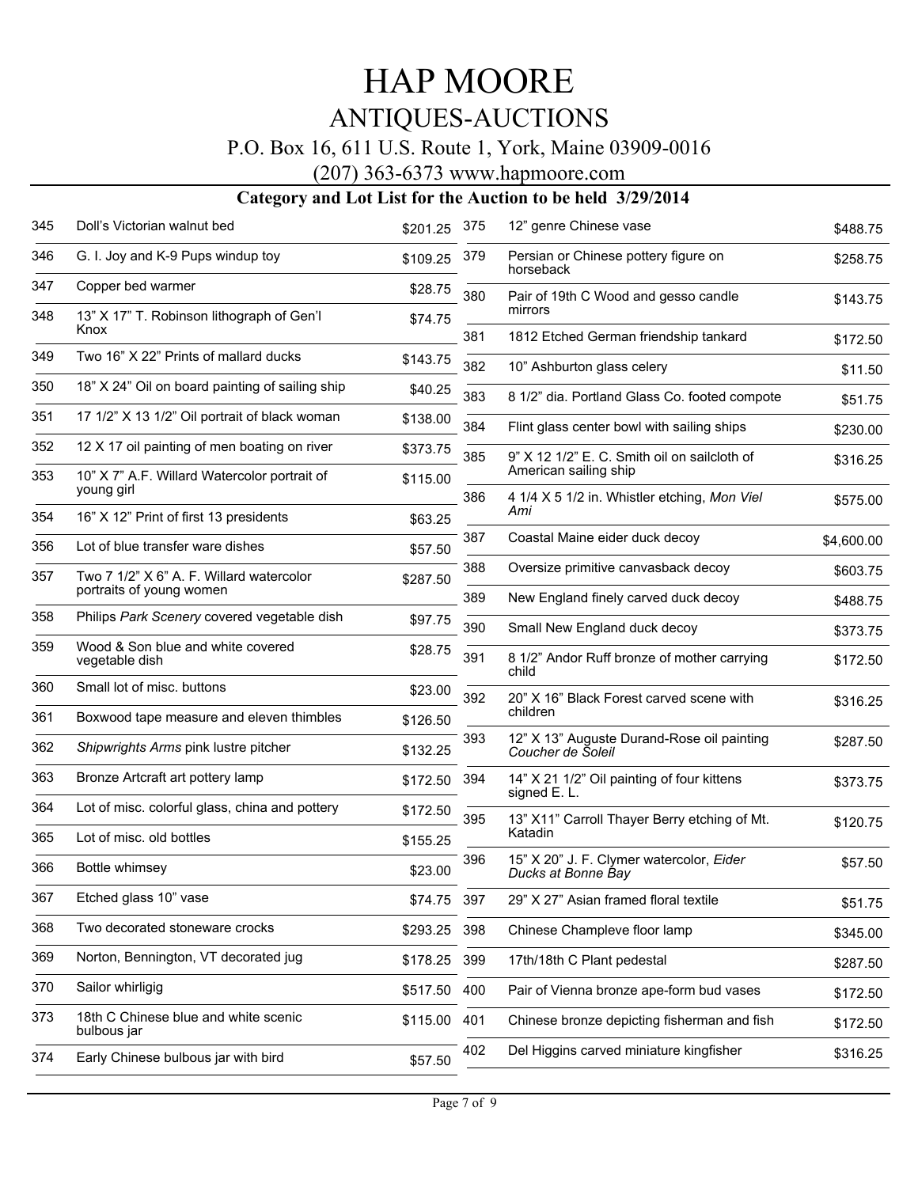# HAP MOORE

## ANTIQUES-AUCTIONS

P.O. Box 16, 611 U.S. Route 1, York, Maine 03909-0016

(207) 363-6373 www.hapmoore.com

### Category and Lot List for the Auction to be held 3/29/2014

| Lot | Description | Price |
|---|---|---|
| 345 | Doll's Victorian walnut bed | $201.25 |
| 346 | G. I. Joy and K-9 Pups windup toy | $109.25 |
| 347 | Copper bed warmer | $28.75 |
| 348 | 13" X 17" T. Robinson lithograph of Gen'l Knox | $74.75 |
| 349 | Two 16" X 22" Prints of mallard ducks | $143.75 |
| 350 | 18" X 24" Oil on board painting of sailing ship | $40.25 |
| 351 | 17 1/2" X 13 1/2" Oil portrait of black woman | $138.00 |
| 352 | 12 X 17 oil painting of men boating on river | $373.75 |
| 353 | 10" X 7" A.F. Willard Watercolor portrait of young girl | $115.00 |
| 354 | 16" X 12" Print of first 13 presidents | $63.25 |
| 356 | Lot of blue transfer ware dishes | $57.50 |
| 357 | Two 7 1/2" X 6" A. F. Willard watercolor portraits of young women | $287.50 |
| 358 | Philips *Park Scenery* covered vegetable dish | $97.75 |
| 359 | Wood & Son blue and white covered vegetable dish | $28.75 |
| 360 | Small lot of misc. buttons | $23.00 |
| 361 | Boxwood tape measure and eleven thimbles | $126.50 |
| 362 | *Shipwrights Arms* pink lustre pitcher | $132.25 |
| 363 | Bronze Artcraft art pottery lamp | $172.50 |
| 364 | Lot of misc. colorful glass, china and pottery | $172.50 |
| 365 | Lot of misc. old bottles | $155.25 |
| 366 | Bottle whimsey | $23.00 |
| 367 | Etched glass 10" vase | $74.75 |
| 368 | Two decorated stoneware crocks | $293.25 |
| 369 | Norton, Bennington, VT decorated jug | $178.25 |
| 370 | Sailor whirligig | $517.50 |
| 373 | 18th C Chinese blue and white scenic bulbous jar | $115.00 |
| 374 | Early Chinese bulbous jar with bird | $57.50 |
| 375 | 12" genre Chinese vase | $488.75 |
| 379 | Persian or Chinese pottery figure on horseback | $258.75 |
| 380 | Pair of 19th C Wood and gesso candle mirrors | $143.75 |
| 381 | 1812 Etched German friendship tankard | $172.50 |
| 382 | 10" Ashburton glass celery | $11.50 |
| 383 | 8 1/2" dia. Portland Glass Co. footed compote | $51.75 |
| 384 | Flint glass center bowl with sailing ships | $230.00 |
| 385 | 9" X 12 1/2" E. C. Smith oil on sailcloth of American sailing ship | $316.25 |
| 386 | 4 1/4 X 5 1/2 in. Whistler etching, *Mon Viel Ami* | $575.00 |
| 387 | Coastal Maine eider duck decoy | $4,600.00 |
| 388 | Oversize primitive canvasback decoy | $603.75 |
| 389 | New England finely carved duck decoy | $488.75 |
| 390 | Small New England duck decoy | $373.75 |
| 391 | 8 1/2" Andor Ruff bronze of mother carrying child | $172.50 |
| 392 | 20" X 16" Black Forest carved scene with children | $316.25 |
| 393 | 12" X 13" Auguste Durand-Rose oil painting *Coucher de Soleil* | $287.50 |
| 394 | 14" X 21 1/2" Oil painting of four kittens signed E. L. | $373.75 |
| 395 | 13" X11" Carroll Thayer Berry etching of Mt. Katadin | $120.75 |
| 396 | 15" X 20" J. F. Clymer watercolor, *Eider Ducks at Bonne Bay* | $57.50 |
| 397 | 29" X 27" Asian framed floral textile | $51.75 |
| 398 | Chinese Champleve floor lamp | $345.00 |
| 399 | 17th/18th C Plant pedestal | $287.50 |
| 400 | Pair of Vienna bronze ape-form bud vases | $172.50 |
| 401 | Chinese bronze depicting fisherman and fish | $172.50 |
| 402 | Del Higgins carved miniature kingfisher | $316.25 |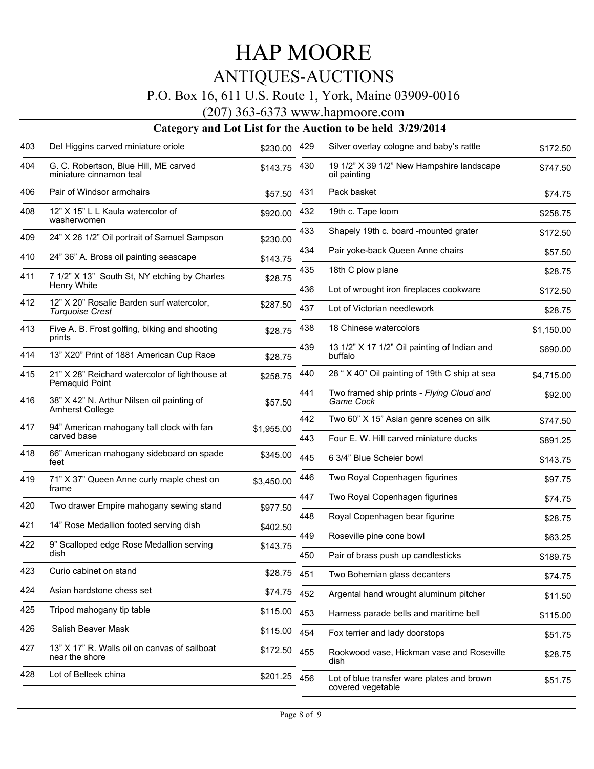# HAP MOORE

## ANTIQUES-AUCTIONS

P.O. Box 16, 611 U.S. Route 1, York, Maine 03909-0016

(207) 363-6373 www.hapmoore.com

### Category and Lot List for the Auction to be held 3/29/2014

| Lot | Description | Price |
|---|---|---|
| 403 | Del Higgins carved miniature oriole | $230.00 |
| 404 | G. C. Robertson, Blue Hill, ME carved miniature cinnamon teal | $143.75 |
| 406 | Pair of Windsor armchairs | $57.50 |
| 408 | 12" X 15" L L Kaula watercolor of washerwomen | $920.00 |
| 409 | 24" X 26 1/2" Oil portrait of Samuel Sampson | $230.00 |
| 410 | 24" 36" A. Bross oil painting seascape | $143.75 |
| 411 | 7 1/2" X 13" South St, NY etching by Charles Henry White | $28.75 |
| 412 | 12" X 20" Rosalie Barden surf watercolor, *Turquoise Crest* | $287.50 |
| 413 | Five A. B. Frost golfing, biking and shooting prints | $28.75 |
| 414 | 13" X20" Print of 1881 American Cup Race | $28.75 |
| 415 | 21" X 28" Reichard watercolor of lighthouse at Pemaquid Point | $258.75 |
| 416 | 38" X 42" N. Arthur Nilsen oil painting of Amherst College | $57.50 |
| 417 | 94" American mahogany tall clock with fan carved base | $1,955.00 |
| 418 | 66" American mahogany sideboard on spade feet | $345.00 |
| 419 | 71" X 37" Queen Anne curly maple chest on frame | $3,450.00 |
| 420 | Two drawer Empire mahogany sewing stand | $977.50 |
| 421 | 14" Rose Medallion footed serving dish | $402.50 |
| 422 | 9" Scalloped edge Rose Medallion serving dish | $143.75 |
| 423 | Curio cabinet on stand | $28.75 |
| 424 | Asian hardstone chess set | $74.75 |
| 425 | Tripod mahogany tip table | $115.00 |
| 426 | Salish Beaver Mask | $115.00 |
| 427 | 13" X 17" R. Walls oil on canvas of sailboat near the shore | $172.50 |
| 428 | Lot of Belleek china | $201.25 |
| 429 | Silver overlay cologne and baby's rattle | $172.50 |
| 430 | 19 1/2" X 39 1/2" New Hampshire landscape oil painting | $747.50 |
| 431 | Pack basket | $74.75 |
| 432 | 19th c. Tape loom | $258.75 |
| 433 | Shapely 19th c. board -mounted grater | $172.50 |
| 434 | Pair yoke-back Queen Anne chairs | $57.50 |
| 435 | 18th C plow plane | $28.75 |
| 436 | Lot of wrought iron fireplaces cookware | $172.50 |
| 437 | Lot of Victorian needlework | $28.75 |
| 438 | 18 Chinese watercolors | $1,150.00 |
| 439 | 13 1/2" X 17 1/2" Oil painting of Indian and buffalo | $690.00 |
| 440 | 28 " X 40" Oil painting of 19th C ship at sea | $4,715.00 |
| 441 | Two framed ship prints - *Flying Cloud and Game Cock* | $92.00 |
| 442 | Two 60" X 15" Asian genre scenes on silk | $747.50 |
| 443 | Four E. W. Hill carved miniature ducks | $891.25 |
| 445 | 6 3/4" Blue Scheier bowl | $143.75 |
| 446 | Two Royal Copenhagen figurines | $97.75 |
| 447 | Two Royal Copenhagen figurines | $74.75 |
| 448 | Royal Copenhagen bear figurine | $28.75 |
| 449 | Roseville pine cone bowl | $63.25 |
| 450 | Pair of brass push up candlesticks | $189.75 |
| 451 | Two Bohemian glass decanters | $74.75 |
| 452 | Argental hand wrought aluminum pitcher | $11.50 |
| 453 | Harness parade bells and maritime bell | $115.00 |
| 454 | Fox terrier and lady doorstops | $51.75 |
| 455 | Rookwood vase, Hickman vase and Roseville dish | $28.75 |
| 456 | Lot of blue transfer ware plates and brown covered vegetable | $51.75 |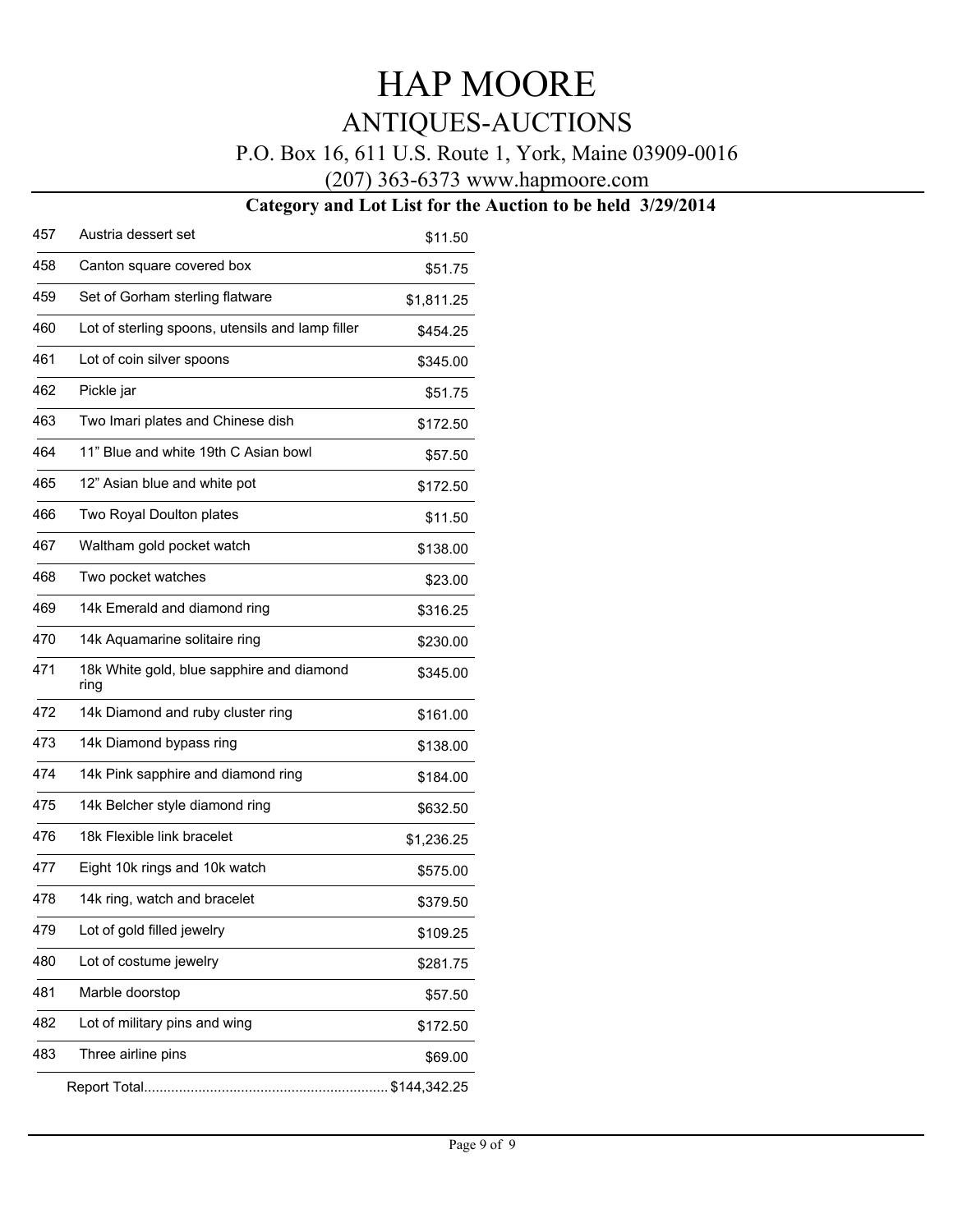# HAP MOORE

## ANTIQUES-AUCTIONS

P.O. Box 16, 611 U.S. Route 1, York, Maine 03909-0016

(207) 363-6373 www.hapmoore.com

**Category and Lot List for the Auction to be held 3/29/2014**

| | | |
|---|---|---|
| 457 | Austria dessert set | $11.50 |
| 458 | Canton square covered box | $51.75 |
| 459 | Set of Gorham sterling flatware | $1,811.25 |
| 460 | Lot of sterling spoons, utensils and lamp filler | $454.25 |
| 461 | Lot of coin silver spoons | $345.00 |
| 462 | Pickle jar | $51.75 |
| 463 | Two Imari plates and Chinese dish | $172.50 |
| 464 | 11" Blue and white 19th C Asian bowl | $57.50 |
| 465 | 12" Asian blue and white pot | $172.50 |
| 466 | Two Royal Doulton plates | $11.50 |
| 467 | Waltham gold pocket watch | $138.00 |
| 468 | Two pocket watches | $23.00 |
| 469 | 14k Emerald and diamond ring | $316.25 |
| 470 | 14k Aquamarine solitaire ring | $230.00 |
| 471 | 18k White gold, blue sapphire and diamond ring | $345.00 |
| 472 | 14k Diamond and ruby cluster ring | $161.00 |
| 473 | 14k Diamond bypass ring | $138.00 |
| 474 | 14k Pink sapphire and diamond ring | $184.00 |
| 475 | 14k Belcher style diamond ring | $632.50 |
| 476 | 18k Flexible link bracelet | $1,236.25 |
| 477 | Eight 10k rings and 10k watch | $575.00 |
| 478 | 14k ring, watch and bracelet | $379.50 |
| 479 | Lot of gold filled jewelry | $109.25 |
| 480 | Lot of costume jewelry | $281.75 |
| 481 | Marble doorstop | $57.50 |
| 482 | Lot of military pins and wing | $172.50 |
| 483 | Three airline pins | $69.00 |
| | Report Total | $144,342.25 |